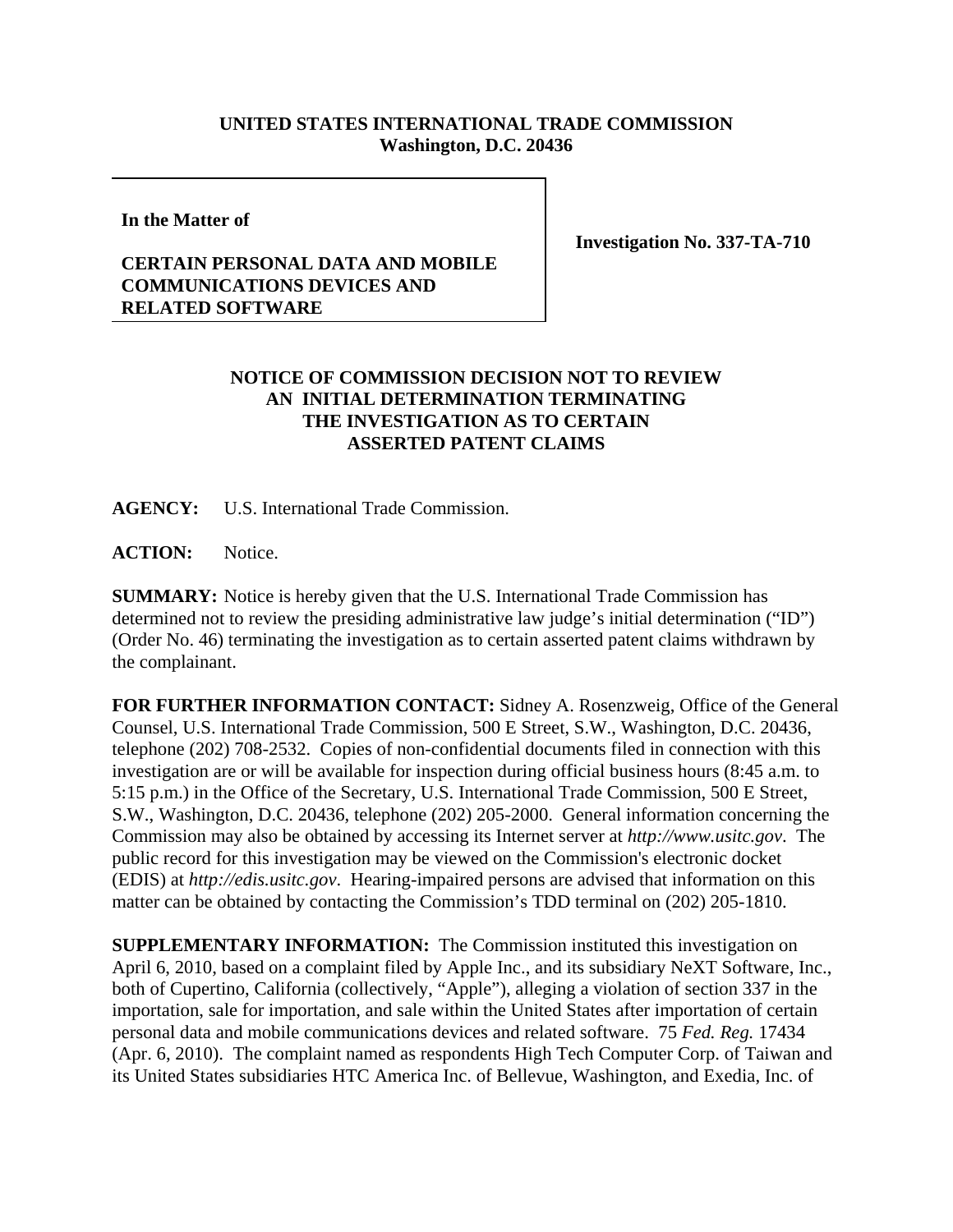**UNITED STATES INTERNATIONAL TRADE COMMISSION**
**Washington, D.C. 20436**

**In the Matter of**

**CERTAIN PERSONAL DATA AND MOBILE COMMUNICATIONS DEVICES AND RELATED SOFTWARE**

**Investigation No. 337-TA-710**

## NOTICE OF COMMISSION DECISION NOT TO REVIEW AN INITIAL DETERMINATION TERMINATING THE INVESTIGATION AS TO CERTAIN ASSERTED PATENT CLAIMS

**AGENCY:** U.S. International Trade Commission.

**ACTION:** Notice.

**SUMMARY:** Notice is hereby given that the U.S. International Trade Commission has determined not to review the presiding administrative law judge's initial determination ("ID") (Order No. 46) terminating the investigation as to certain asserted patent claims withdrawn by the complainant.

**FOR FURTHER INFORMATION CONTACT:** Sidney A. Rosenzweig, Office of the General Counsel, U.S. International Trade Commission, 500 E Street, S.W., Washington, D.C. 20436, telephone (202) 708-2532. Copies of non-confidential documents filed in connection with this investigation are or will be available for inspection during official business hours (8:45 a.m. to 5:15 p.m.) in the Office of the Secretary, U.S. International Trade Commission, 500 E Street, S.W., Washington, D.C. 20436, telephone (202) 205-2000. General information concerning the Commission may also be obtained by accessing its Internet server at *http://www.usitc.gov*. The public record for this investigation may be viewed on the Commission's electronic docket (EDIS) at *http://edis.usitc.gov*. Hearing-impaired persons are advised that information on this matter can be obtained by contacting the Commission's TDD terminal on (202) 205-1810.

**SUPPLEMENTARY INFORMATION:** The Commission instituted this investigation on April 6, 2010, based on a complaint filed by Apple Inc., and its subsidiary NeXT Software, Inc., both of Cupertino, California (collectively, "Apple"), alleging a violation of section 337 in the importation, sale for importation, and sale within the United States after importation of certain personal data and mobile communications devices and related software. 75 *Fed. Reg.* 17434 (Apr. 6, 2010). The complaint named as respondents High Tech Computer Corp. of Taiwan and its United States subsidiaries HTC America Inc. of Bellevue, Washington, and Exedia, Inc. of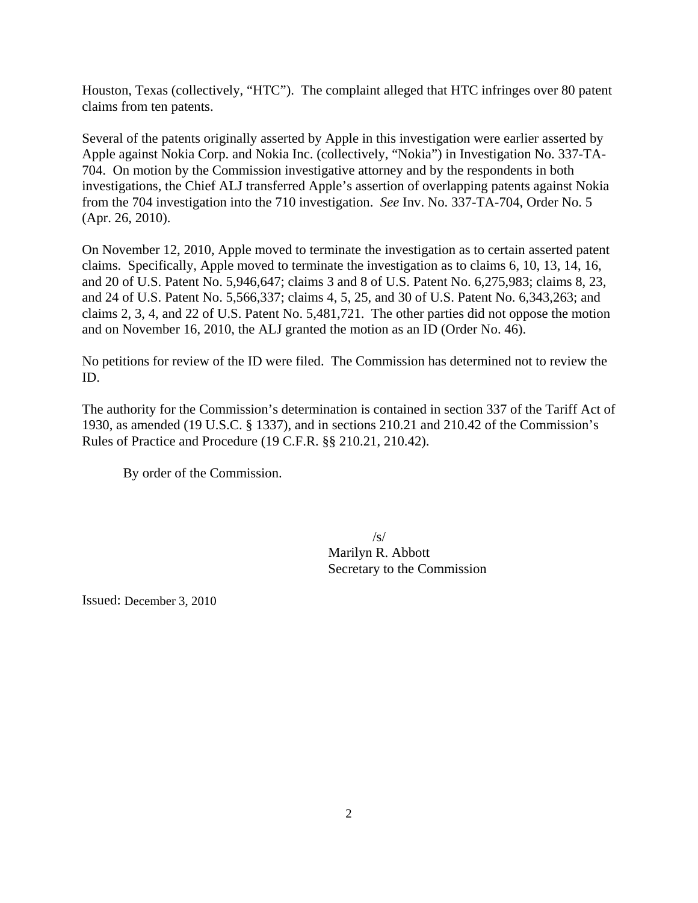Houston, Texas (collectively, "HTC"). The complaint alleged that HTC infringes over 80 patent claims from ten patents.

Several of the patents originally asserted by Apple in this investigation were earlier asserted by Apple against Nokia Corp. and Nokia Inc. (collectively, "Nokia") in Investigation No. 337-TA-704. On motion by the Commission investigative attorney and by the respondents in both investigations, the Chief ALJ transferred Apple's assertion of overlapping patents against Nokia from the 704 investigation into the 710 investigation. *See* Inv. No. 337-TA-704, Order No. 5 (Apr. 26, 2010).

On November 12, 2010, Apple moved to terminate the investigation as to certain asserted patent claims. Specifically, Apple moved to terminate the investigation as to claims 6, 10, 13, 14, 16, and 20 of U.S. Patent No. 5,946,647; claims 3 and 8 of U.S. Patent No. 6,275,983; claims 8, 23, and 24 of U.S. Patent No. 5,566,337; claims 4, 5, 25, and 30 of U.S. Patent No. 6,343,263; and claims 2, 3, 4, and 22 of U.S. Patent No. 5,481,721. The other parties did not oppose the motion and on November 16, 2010, the ALJ granted the motion as an ID (Order No. 46).

No petitions for review of the ID were filed. The Commission has determined not to review the ID.

The authority for the Commission's determination is contained in section 337 of the Tariff Act of 1930, as amended (19 U.S.C. § 1337), and in sections 210.21 and 210.42 of the Commission's Rules of Practice and Procedure (19 C.F.R. §§ 210.21, 210.42).

By order of the Commission.

/s/
Marilyn R. Abbott
Secretary to the Commission

Issued: December 3, 2010